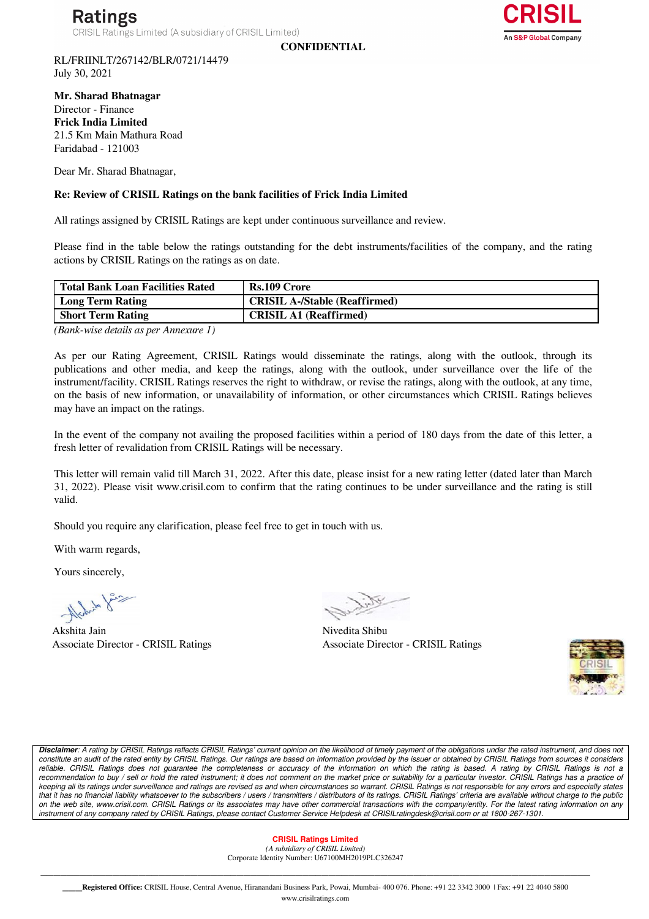**CONFIDENTIAL**

RL/FRIINLT/267142/BLR/0721/14479
July 30, 2021

**Mr. Sharad Bhatnagar**
Director - Finance
**Frick India Limited**
21.5 Km Main Mathura Road
Faridabad - 121003

Dear Mr. Sharad Bhatnagar,

**Re: Review of CRISIL Ratings on the bank facilities of Frick India Limited**

All ratings assigned by CRISIL Ratings are kept under continuous surveillance and review.

Please find in the table below the ratings outstanding for the debt instruments/facilities of the company, and the rating actions by CRISIL Ratings on the ratings as on date.

| **Total Bank Loan Facilities Rated** | **Rs.109 Crore** |
|---|---|
| **Long Term Rating** | **CRISIL A-/Stable (Reaffirmed)** |
| **Short Term Rating** | **CRISIL A1 (Reaffirmed)** |

*(Bank-wise details as per Annexure 1)*

As per our Rating Agreement, CRISIL Ratings would disseminate the ratings, along with the outlook, through its publications and other media, and keep the ratings, along with the outlook, under surveillance over the life of the instrument/facility. CRISIL Ratings reserves the right to withdraw, or revise the ratings, along with the outlook, at any time, on the basis of new information, or unavailability of information, or other circumstances which CRISIL Ratings believes may have an impact on the ratings.

In the event of the company not availing the proposed facilities within a period of 180 days from the date of this letter, a fresh letter of revalidation from CRISIL Ratings will be necessary.

This letter will remain valid till March 31, 2022. After this date, please insist for a new rating letter (dated later than March 31, 2022). Please visit www.crisil.com to confirm that the rating continues to be under surveillance and the rating is still valid.

Should you require any clarification, please feel free to get in touch with us.

With warm regards,

Yours sincerely,

Akshita Jain
Associate Director - CRISIL Ratings

Nivedita Shibu
Associate Director - CRISIL Ratings

***Disclaimer**: A rating by CRISIL Ratings reflects CRISIL Ratings' current opinion on the likelihood of timely payment of the obligations under the rated instrument, and does not constitute an audit of the rated entity by CRISIL Ratings. Our ratings are based on information provided by the issuer or obtained by CRISIL Ratings from sources it considers reliable. CRISIL Ratings does not guarantee the completeness or accuracy of the information on which the rating is based. A rating by CRISIL Ratings is not a recommendation to buy / sell or hold the rated instrument; it does not comment on the market price or suitability for a particular investor. CRISIL Ratings has a practice of keeping all its ratings under surveillance and ratings are revised as and when circumstances so warrant. CRISIL Ratings is not responsible for any errors and especially states that it has no financial liability whatsoever to the subscribers / users / transmitters / distributors of its ratings. CRISIL Ratings' criteria are available without charge to the public on the web site, www.crisil.com. CRISIL Ratings or its associates may have other commercial transactions with the company/entity. For the latest rating information on any instrument of any company rated by CRISIL Ratings, please contact Customer Service Helpdesk at CRISILratingdesk@crisil.com or at 1800-267-1301.*

**CRISIL Ratings Limited**
*(A subsidiary of CRISIL Limited)*
Corporate Identity Number: U67100MH2019PLC326247

**Registered Office:** CRISIL House, Central Avenue, Hiranandani Business Park, Powai, Mumbai- 400 076. Phone: +91 22 3342 3000 | Fax: +91 22 4040 5800
www.crisilratings.com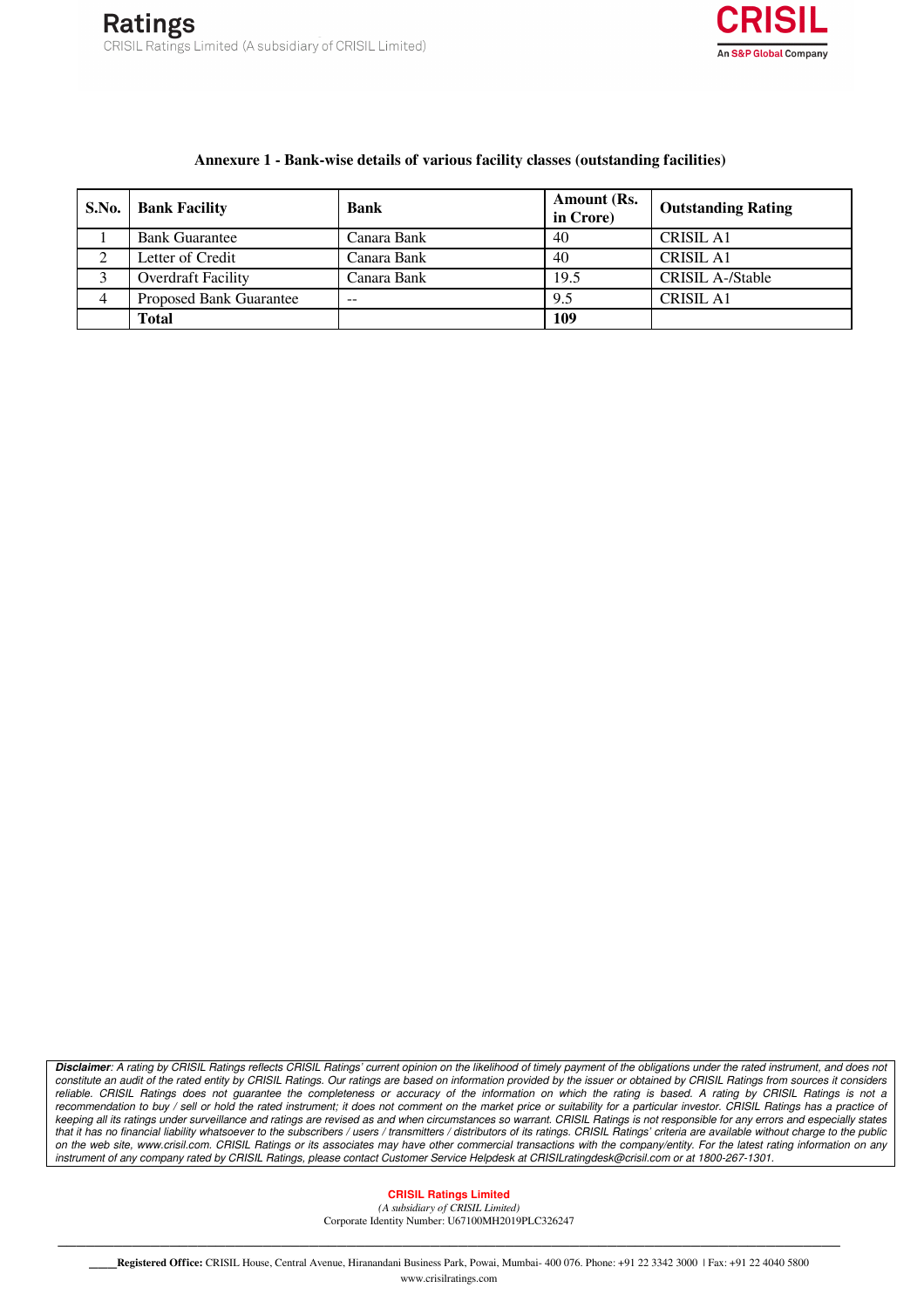**Annexure 1 - Bank-wise details of various facility classes (outstanding facilities)**

| S.No. | Bank Facility | Bank | Amount (Rs. in Crore) | Outstanding Rating |
|---|---|---|---|---|
| 1 | Bank Guarantee | Canara Bank | 40 | CRISIL A1 |
| 2 | Letter of Credit | Canara Bank | 40 | CRISIL A1 |
| 3 | Overdraft Facility | Canara Bank | 19.5 | CRISIL A-/Stable |
| 4 | Proposed Bank Guarantee | -- | 9.5 | CRISIL A1 |
| | **Total** | | **109** | |

***Disclaimer**: A rating by CRISIL Ratings reflects CRISIL Ratings' current opinion on the likelihood of timely payment of the obligations under the rated instrument, and does not constitute an audit of the rated entity by CRISIL Ratings. Our ratings are based on information provided by the issuer or obtained by CRISIL Ratings from sources it considers reliable. CRISIL Ratings does not guarantee the completeness or accuracy of the information on which the rating is based. A rating by CRISIL Ratings is not a recommendation to buy / sell or hold the rated instrument; it does not comment on the market price or suitability for a particular investor. CRISIL Ratings has a practice of keeping all its ratings under surveillance and ratings are revised as and when circumstances so warrant. CRISIL Ratings is not responsible for any errors and especially states that it has no financial liability whatsoever to the subscribers / users / transmitters / distributors of its ratings. CRISIL Ratings' criteria are available without charge to the public on the web site, www.crisil.com. CRISIL Ratings or its associates may have other commercial transactions with the company/entity. For the latest rating information on any instrument of any company rated by CRISIL Ratings, please contact Customer Service Helpdesk at CRISILratingdesk@crisil.com or at 1800-267-1301.*

**CRISIL Ratings Limited**
*(A subsidiary of CRISIL Limited)*
Corporate Identity Number: U67100MH2019PLC326247

**Registered Office:** CRISIL House, Central Avenue, Hiranandani Business Park, Powai, Mumbai- 400 076. Phone: +91 22 3342 3000 | Fax: +91 22 4040 5800
www.crisilratings.com